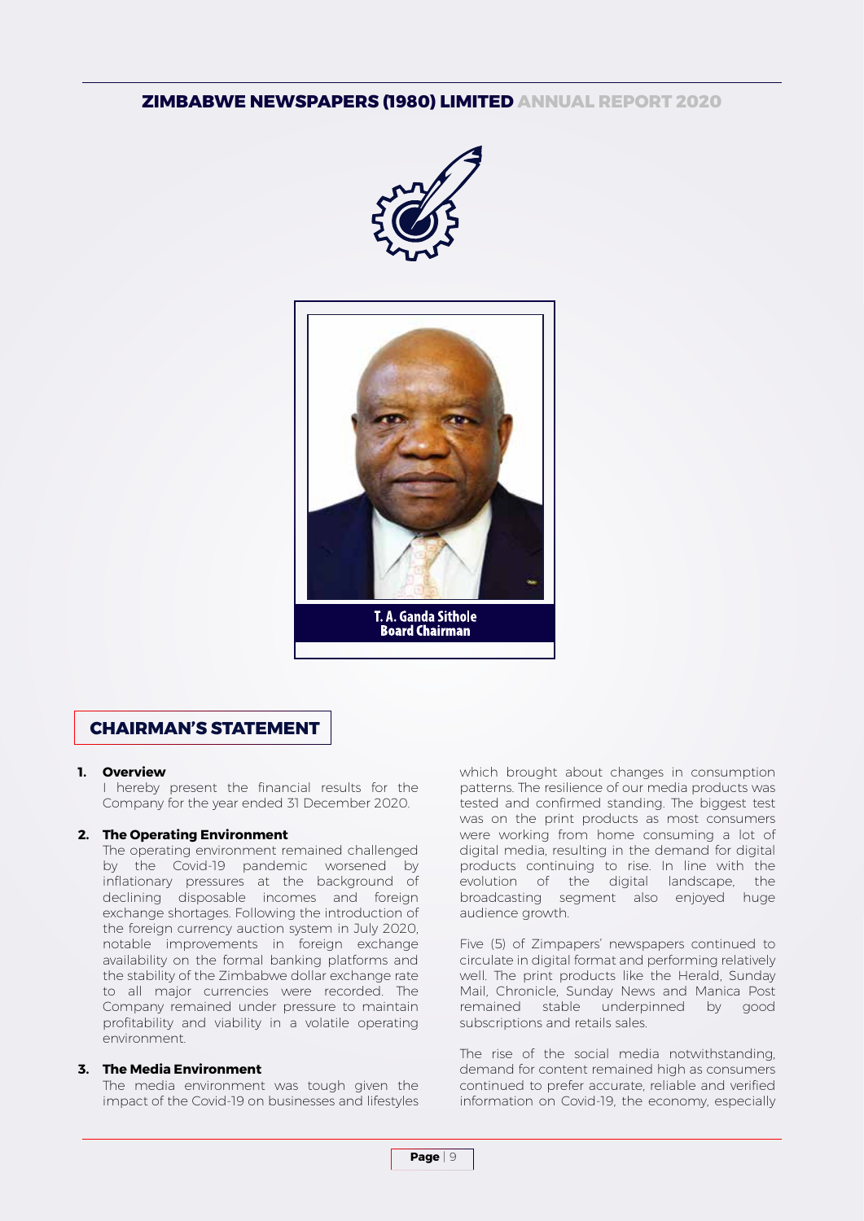T. A. Ganda Sithole
Board Chairman

# CHAIRMAN'S STATEMENT

**1. Overview**

I hereby present the financial results for the Company for the year ended 31 December 2020.

**2. The Operating Environment**

The operating environment remained challenged by the Covid-19 pandemic worsened by inflationary pressures at the background of declining disposable incomes and foreign exchange shortages. Following the introduction of the foreign currency auction system in July 2020, notable improvements in foreign exchange availability on the formal banking platforms and the stability of the Zimbabwe dollar exchange rate to all major currencies were recorded. The Company remained under pressure to maintain profitability and viability in a volatile operating environment.

**3. The Media Environment**

The media environment was tough given the impact of the Covid-19 on businesses and lifestyles which brought about changes in consumption patterns. The resilience of our media products was tested and confirmed standing. The biggest test was on the print products as most consumers were working from home consuming a lot of digital media, resulting in the demand for digital products continuing to rise. In line with the evolution of the digital landscape, the broadcasting segment also enjoyed huge audience growth.

Five (5) of Zimpapers' newspapers continued to circulate in digital format and performing relatively well. The print products like the Herald, Sunday Mail, Chronicle, Sunday News and Manica Post remained stable underpinned by good subscriptions and retails sales.

The rise of the social media notwithstanding, demand for content remained high as consumers continued to prefer accurate, reliable and verified information on Covid-19, the economy, especially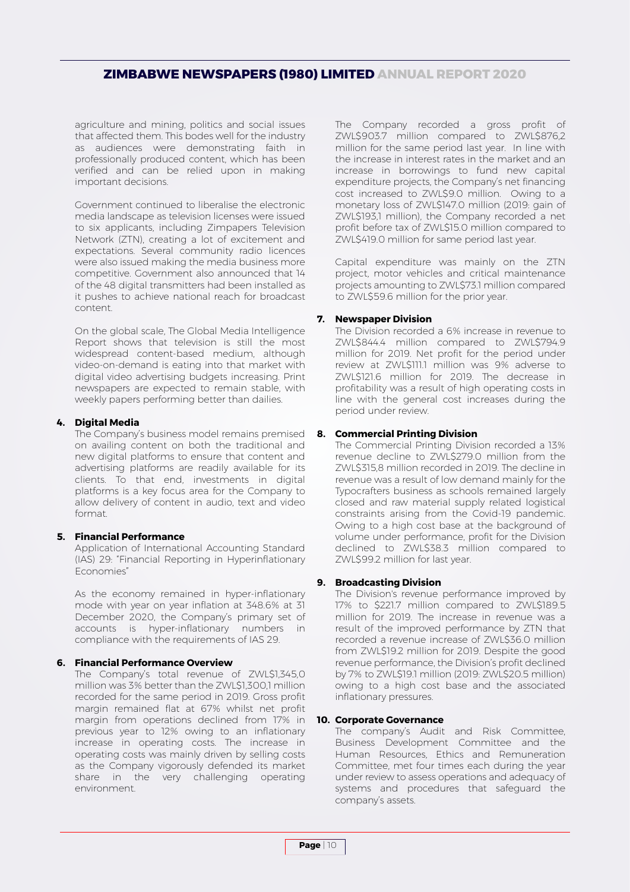agriculture and mining, politics and social issues that affected them. This bodes well for the industry as audiences were demonstrating faith in professionally produced content, which has been verified and can be relied upon in making important decisions.

Government continued to liberalise the electronic media landscape as television licenses were issued to six applicants, including Zimpapers Television Network (ZTN), creating a lot of excitement and expectations. Several community radio licences were also issued making the media business more competitive. Government also announced that 14 of the 48 digital transmitters had been installed as it pushes to achieve national reach for broadcast content.

On the global scale, The Global Media Intelligence Report shows that television is still the most widespread content-based medium, although video-on-demand is eating into that market with digital video advertising budgets increasing. Print newspapers are expected to remain stable, with weekly papers performing better than dailies.

## 4. Digital Media

The Company's business model remains premised on availing content on both the traditional and new digital platforms to ensure that content and advertising platforms are readily available for its clients. To that end, investments in digital platforms is a key focus area for the Company to allow delivery of content in audio, text and video format.

## 5. Financial Performance

Application of International Accounting Standard (IAS) 29: "Financial Reporting in Hyperinflationary Economies"

As the economy remained in hyper-inflationary mode with year on year inflation at 348.6% at 31 December 2020, the Company's primary set of accounts is hyper-inflationary numbers in compliance with the requirements of IAS 29.

## 6. Financial Performance Overview

The Company's total revenue of ZWL$1,345,0 million was 3% better than the ZWL$1,300,1 million recorded for the same period in 2019. Gross profit margin remained flat at 67% whilst net profit margin from operations declined from 17% in previous year to 12% owing to an inflationary increase in operating costs. The increase in operating costs was mainly driven by selling costs as the Company vigorously defended its market share in the very challenging operating environment.

The Company recorded a gross profit of ZWL$903.7 million compared to ZWL$876,2 million for the same period last year. In line with the increase in interest rates in the market and an increase in borrowings to fund new capital expenditure projects, the Company's net financing cost increased to ZWL$9.0 million. Owing to a monetary loss of ZWL$147.0 million (2019: gain of ZWL$193,1 million), the Company recorded a net profit before tax of ZWL$15.0 million compared to ZWL$419.0 million for same period last year.

Capital expenditure was mainly on the ZTN project, motor vehicles and critical maintenance projects amounting to ZWL$73.1 million compared to ZWL$59.6 million for the prior year.

## 7. Newspaper Division

The Division recorded a 6% increase in revenue to ZWL$844.4 million compared to ZWL$794.9 million for 2019. Net profit for the period under review at ZWL$111.1 million was 9% adverse to ZWL$121.6 million for 2019. The decrease in profitability was a result of high operating costs in line with the general cost increases during the period under review.

## 8. Commercial Printing Division

The Commercial Printing Division recorded a 13% revenue decline to ZWL$279.0 million from the ZWL$315,8 million recorded in 2019. The decline in revenue was a result of low demand mainly for the Typocrafters business as schools remained largely closed and raw material supply related logistical constraints arising from the Covid-19 pandemic. Owing to a high cost base at the background of volume under performance, profit for the Division declined to ZWL$38.3 million compared to ZWL$99.2 million for last year.

## 9. Broadcasting Division

The Division's revenue performance improved by 17% to $221.7 million compared to ZWL$189.5 million for 2019. The increase in revenue was a result of the improved performance by ZTN that recorded a revenue increase of ZWL$36.0 million from ZWL$19.2 million for 2019. Despite the good revenue performance, the Division's profit declined by 7% to ZWL$19.1 million (2019: ZWL$20.5 million) owing to a high cost base and the associated inflationary pressures.

## 10. Corporate Governance

The company's Audit and Risk Committee, Business Development Committee and the Human Resources, Ethics and Remuneration Committee, met four times each during the year under review to assess operations and adequacy of systems and procedures that safeguard the company's assets.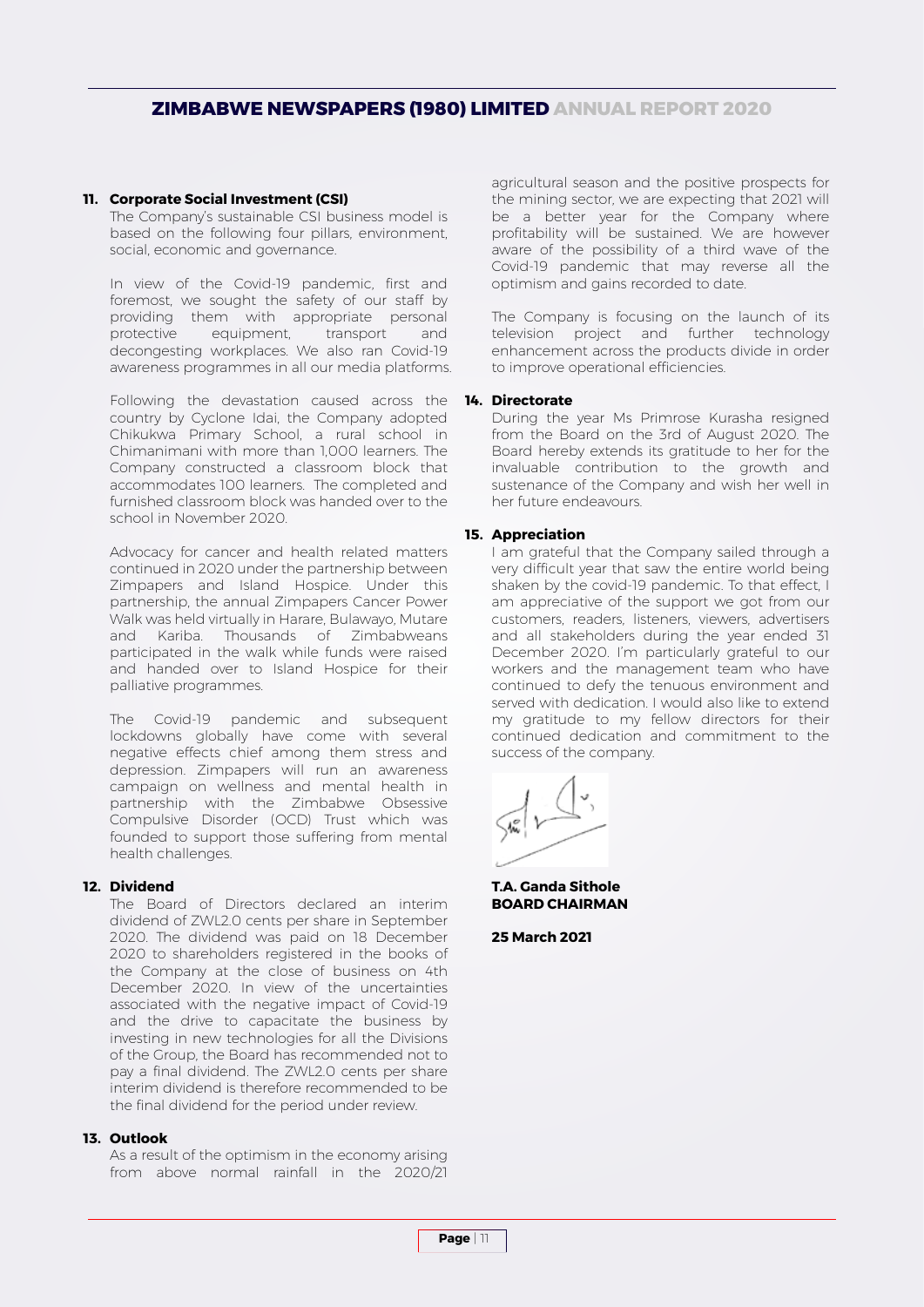**11. Corporate Social Investment (CSI)**

The Company's sustainable CSI business model is based on the following four pillars, environment, social, economic and governance.

In view of the Covid-19 pandemic, first and foremost, we sought the safety of our staff by providing them with appropriate personal protective equipment, transport and decongesting workplaces. We also ran Covid-19 awareness programmes in all our media platforms.

Following the devastation caused across the country by Cyclone Idai, the Company adopted Chikukwa Primary School, a rural school in Chimanimani with more than 1,000 learners. The Company constructed a classroom block that accommodates 100 learners. The completed and furnished classroom block was handed over to the school in November 2020.

Advocacy for cancer and health related matters continued in 2020 under the partnership between Zimpapers and Island Hospice. Under this partnership, the annual Zimpapers Cancer Power Walk was held virtually in Harare, Bulawayo, Mutare and Kariba. Thousands of Zimbabweans participated in the walk while funds were raised and handed over to Island Hospice for their palliative programmes.

The Covid-19 pandemic and subsequent lockdowns globally have come with several negative effects chief among them stress and depression. Zimpapers will run an awareness campaign on wellness and mental health in partnership with the Zimbabwe Obsessive Compulsive Disorder (OCD) Trust which was founded to support those suffering from mental health challenges.

**12. Dividend**

The Board of Directors declared an interim dividend of ZWL2.0 cents per share in September 2020. The dividend was paid on 18 December 2020 to shareholders registered in the books of the Company at the close of business on 4th December 2020. In view of the uncertainties associated with the negative impact of Covid-19 and the drive to capacitate the business by investing in new technologies for all the Divisions of the Group, the Board has recommended not to pay a final dividend. The ZWL2.0 cents per share interim dividend is therefore recommended to be the final dividend for the period under review.

**13. Outlook**

As a result of the optimism in the economy arising from above normal rainfall in the 2020/21 agricultural season and the positive prospects for the mining sector, we are expecting that 2021 will be a better year for the Company where profitability will be sustained. We are however aware of the possibility of a third wave of the Covid-19 pandemic that may reverse all the optimism and gains recorded to date.

The Company is focusing on the launch of its television project and further technology enhancement across the products divide in order to improve operational efficiencies.

**14. Directorate**

During the year Ms Primrose Kurasha resigned from the Board on the 3rd of August 2020. The Board hereby extends its gratitude to her for the invaluable contribution to the growth and sustenance of the Company and wish her well in her future endeavours.

**15. Appreciation**

I am grateful that the Company sailed through a very difficult year that saw the entire world being shaken by the covid-19 pandemic. To that effect, I am appreciative of the support we got from our customers, readers, listeners, viewers, advertisers and all stakeholders during the year ended 31 December 2020. I'm particularly grateful to our workers and the management team who have continued to defy the tenuous environment and served with dedication. I would also like to extend my gratitude to my fellow directors for their continued dedication and commitment to the success of the company.

**T.A. Ganda Sithole**
**BOARD CHAIRMAN**

**25 March 2021**